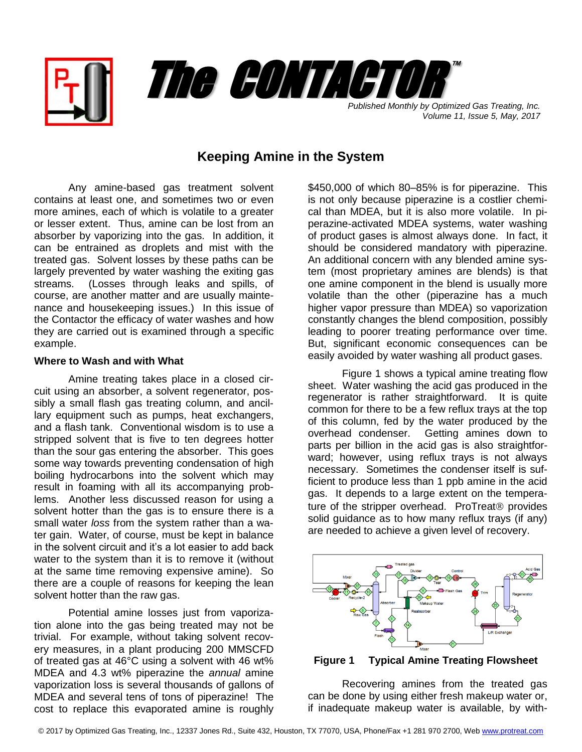# The CONTACTOR™

*Published Monthly by Optimized Gas Treating, Inc.*
*Volume 11, Issue 5, May, 2017*

## Keeping Amine in the System

Any amine-based gas treatment solvent contains at least one, and sometimes two or even more amines, each of which is volatile to a greater or lesser extent. Thus, amine can be lost from an absorber by vaporizing into the gas. In addition, it can be entrained as droplets and mist with the treated gas. Solvent losses by these paths can be largely prevented by water washing the exiting gas streams. (Losses through leaks and spills, of course, are another matter and are usually maintenance and housekeeping issues.) In this issue of the Contactor the efficacy of water washes and how they are carried out is examined through a specific example.

### Where to Wash and with What

Amine treating takes place in a closed circuit using an absorber, a solvent regenerator, possibly a small flash gas treating column, and ancillary equipment such as pumps, heat exchangers, and a flash tank. Conventional wisdom is to use a stripped solvent that is five to ten degrees hotter than the sour gas entering the absorber. This goes some way towards preventing condensation of high boiling hydrocarbons into the solvent which may result in foaming with all its accompanying problems. Another less discussed reason for using a solvent hotter than the gas is to ensure there is a small water *loss* from the system rather than a water gain. Water, of course, must be kept in balance in the solvent circuit and it's a lot easier to add back water to the system than it is to remove it (without at the same time removing expensive amine). So there are a couple of reasons for keeping the lean solvent hotter than the raw gas.

Potential amine losses just from vaporization alone into the gas being treated may not be trivial. For example, without taking solvent recovery measures, in a plant producing 200 MMSCFD of treated gas at 46°C using a solvent with 46 wt% MDEA and 4.3 wt% piperazine the *annual* amine vaporization loss is several thousands of gallons of MDEA and several tens of tons of piperazine! The cost to replace this evaporated amine is roughly $450,000 of which 80–85% is for piperazine. This is not only because piperazine is a costlier chemical than MDEA, but it is also more volatile. In piperazine-activated MDEA systems, water washing of product gases is almost always done. In fact, it should be considered mandatory with piperazine. An additional concern with any blended amine system (most proprietary amines are blends) is that one amine component in the blend is usually more volatile than the other (piperazine has a much higher vapor pressure than MDEA) so vaporization constantly changes the blend composition, possibly leading to poorer treating performance over time. But, significant economic consequences can be easily avoided by water washing all product gases.

Figure 1 shows a typical amine treating flow sheet. Water washing the acid gas produced in the regenerator is rather straightforward. It is quite common for there to be a few reflux trays at the top of this column, fed by the water produced by the overhead condenser. Getting amines down to parts per billion in the acid gas is also straightforward; however, using reflux trays is not always necessary. Sometimes the condenser itself is sufficient to produce less than 1 ppb amine in the acid gas. It depends to a large extent on the temperature of the stripper overhead. ProTreat® provides solid guidance as to how many reflux trays (if any) are needed to achieve a given level of recovery.

**Figure 1 Typical Amine Treating Flowsheet**

Recovering amines from the treated gas can be done by using either fresh makeup water or, if inadequate makeup water is available, by with-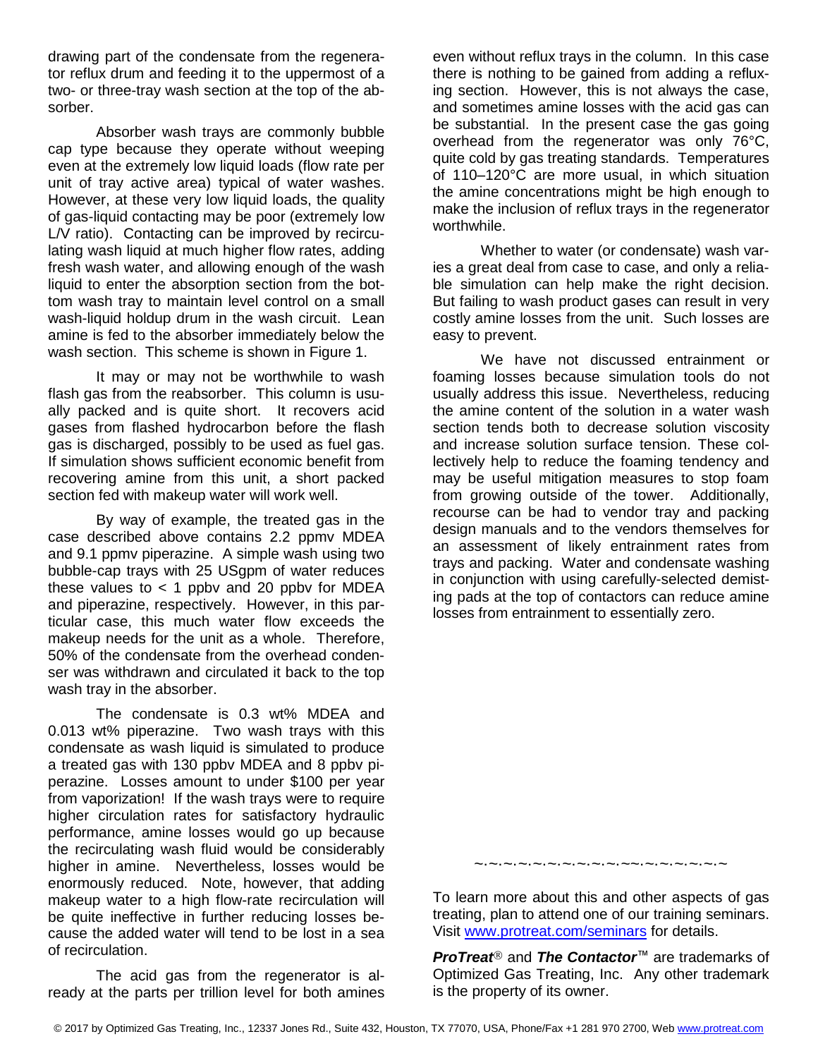drawing part of the condensate from the regenerator reflux drum and feeding it to the uppermost of a two- or three-tray wash section at the top of the absorber.

Absorber wash trays are commonly bubble cap type because they operate without weeping even at the extremely low liquid loads (flow rate per unit of tray active area) typical of water washes. However, at these very low liquid loads, the quality of gas-liquid contacting may be poor (extremely low L/V ratio). Contacting can be improved by recirculating wash liquid at much higher flow rates, adding fresh wash water, and allowing enough of the wash liquid to enter the absorption section from the bottom wash tray to maintain level control on a small wash-liquid holdup drum in the wash circuit. Lean amine is fed to the absorber immediately below the wash section. This scheme is shown in Figure 1.

It may or may not be worthwhile to wash flash gas from the reabsorber. This column is usually packed and is quite short. It recovers acid gases from flashed hydrocarbon before the flash gas is discharged, possibly to be used as fuel gas. If simulation shows sufficient economic benefit from recovering amine from this unit, a short packed section fed with makeup water will work well.

By way of example, the treated gas in the case described above contains 2.2 ppmv MDEA and 9.1 ppmv piperazine. A simple wash using two bubble-cap trays with 25 USgpm of water reduces these values to < 1 ppbv and 20 ppbv for MDEA and piperazine, respectively. However, in this particular case, this much water flow exceeds the makeup needs for the unit as a whole. Therefore, 50% of the condensate from the overhead condenser was withdrawn and circulated it back to the top wash tray in the absorber.

The condensate is 0.3 wt% MDEA and 0.013 wt% piperazine. Two wash trays with this condensate as wash liquid is simulated to produce a treated gas with 130 ppbv MDEA and 8 ppbv piperazine. Losses amount to under $100 per year from vaporization! If the wash trays were to require higher circulation rates for satisfactory hydraulic performance, amine losses would go up because the recirculating wash fluid would be considerably higher in amine. Nevertheless, losses would be enormously reduced. Note, however, that adding makeup water to a high flow-rate recirculation will be quite ineffective in further reducing losses because the added water will tend to be lost in a sea of recirculation.

The acid gas from the regenerator is already at the parts per trillion level for both amines even without reflux trays in the column. In this case there is nothing to be gained from adding a refluxing section. However, this is not always the case, and sometimes amine losses with the acid gas can be substantial. In the present case the gas going overhead from the regenerator was only 76°C, quite cold by gas treating standards. Temperatures of 110–120°C are more usual, in which situation the amine concentrations might be high enough to make the inclusion of reflux trays in the regenerator worthwhile.

Whether to water (or condensate) wash varies a great deal from case to case, and only a reliable simulation can help make the right decision. But failing to wash product gases can result in very costly amine losses from the unit. Such losses are easy to prevent.

We have not discussed entrainment or foaming losses because simulation tools do not usually address this issue. Nevertheless, reducing the amine content of the solution in a water wash section tends both to decrease solution viscosity and increase solution surface tension. These collectively help to reduce the foaming tendency and may be useful mitigation measures to stop foam from growing outside of the tower. Additionally, recourse can be had to vendor tray and packing design manuals and to the vendors themselves for an assessment of likely entrainment rates from trays and packing. Water and condensate washing in conjunction with using carefully-selected demisting pads at the top of contactors can reduce amine losses from entrainment to essentially zero.

~.~.~.~.~.~.~.~.~.~.~.~~.~.~.~.~.~.~.~

To learn more about this and other aspects of gas treating, plan to attend one of our training seminars. Visit www.protreat.com/seminars for details.

***ProTreat***® and ***The Contactor***™ are trademarks of Optimized Gas Treating, Inc. Any other trademark is the property of its owner.

© 2017 by Optimized Gas Treating, Inc., 12337 Jones Rd., Suite 432, Houston, TX 77070, USA, Phone/Fax +1 281 970 2700, Web www.protreat.com